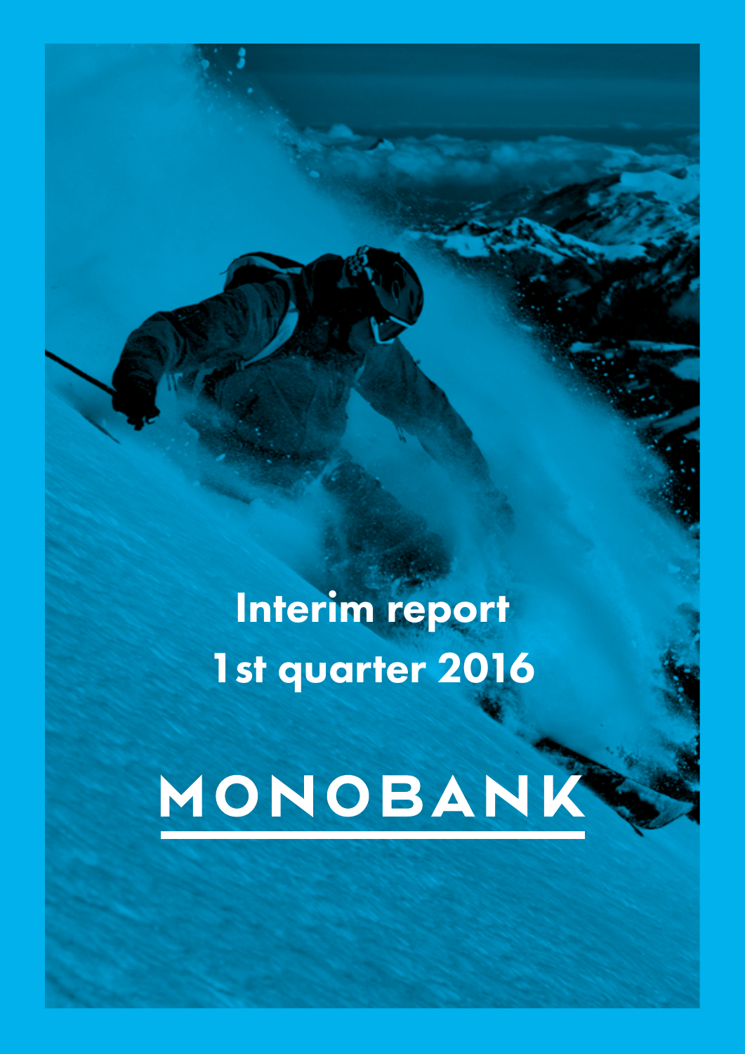# Interim report 1st quarter 2016

MONOBANK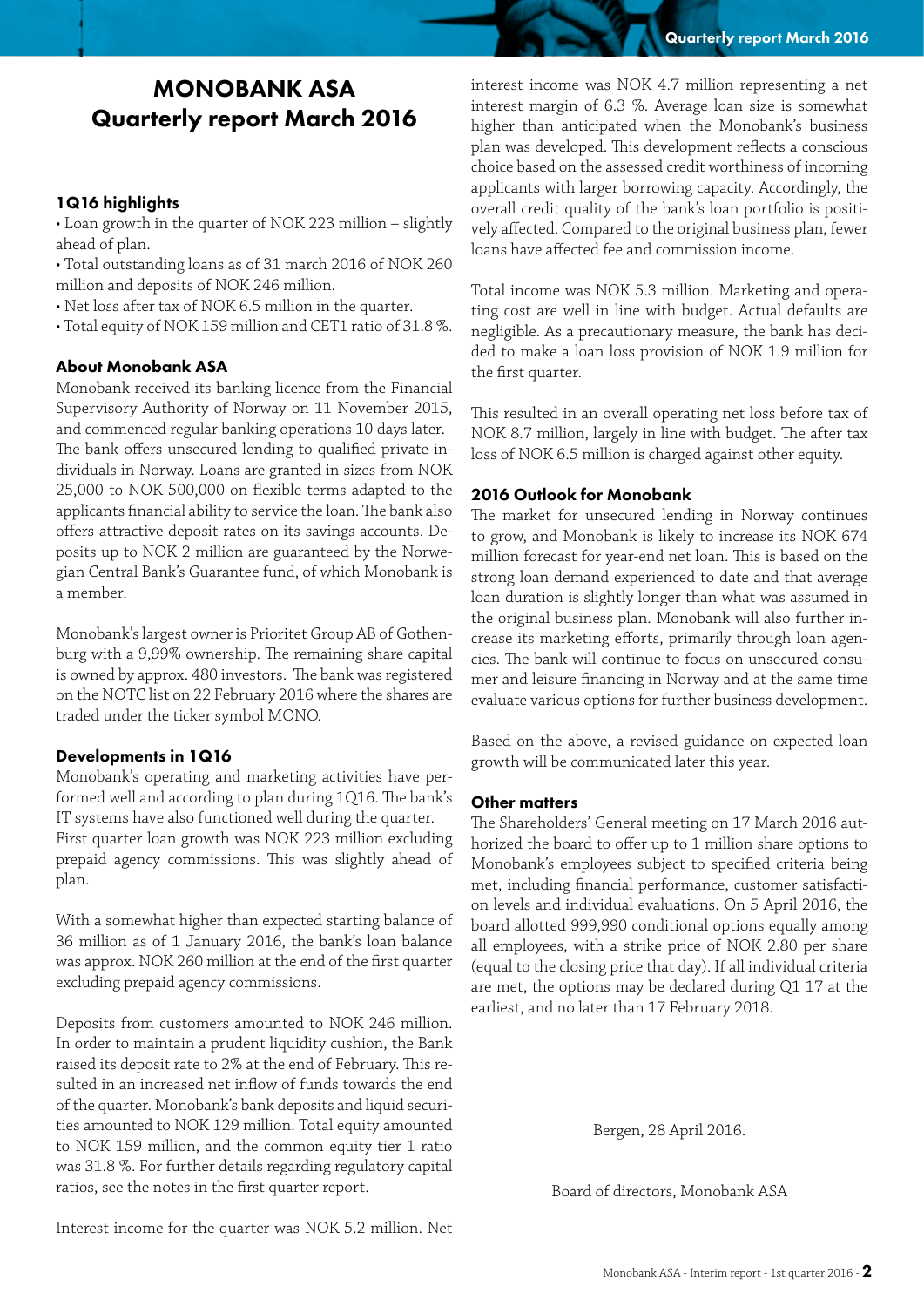# MONOBANK ASA
# Quarterly report March 2016

### 1Q16 highlights

- Loan growth in the quarter of NOK 223 million – slightly ahead of plan.
- Total outstanding loans as of 31 march 2016 of NOK 260 million and deposits of NOK 246 million.
- Net loss after tax of NOK 6.5 million in the quarter.
- Total equity of NOK 159 million and CET1 ratio of 31.8 %.

### About Monobank ASA

Monobank received its banking licence from the Financial Supervisory Authority of Norway on 11 November 2015, and commenced regular banking operations 10 days later. The bank offers unsecured lending to qualified private individuals in Norway. Loans are granted in sizes from NOK 25,000 to NOK 500,000 on flexible terms adapted to the applicants financial ability to service the loan. The bank also offers attractive deposit rates on its savings accounts. Deposits up to NOK 2 million are guaranteed by the Norwegian Central Bank's Guarantee fund, of which Monobank is a member.

Monobank's largest owner is Prioritet Group AB of Gothenburg with a 9,99% ownership. The remaining share capital is owned by approx. 480 investors. The bank was registered on the NOTC list on 22 February 2016 where the shares are traded under the ticker symbol MONO.

### Developments in 1Q16

Monobank's operating and marketing activities have performed well and according to plan during 1Q16. The bank's IT systems have also functioned well during the quarter. First quarter loan growth was NOK 223 million excluding prepaid agency commissions. This was slightly ahead of plan.

With a somewhat higher than expected starting balance of 36 million as of 1 January 2016, the bank's loan balance was approx. NOK 260 million at the end of the first quarter excluding prepaid agency commissions.

Deposits from customers amounted to NOK 246 million. In order to maintain a prudent liquidity cushion, the Bank raised its deposit rate to 2% at the end of February. This resulted in an increased net inflow of funds towards the end of the quarter. Monobank's bank deposits and liquid securities amounted to NOK 129 million. Total equity amounted to NOK 159 million, and the common equity tier 1 ratio was 31.8 %. For further details regarding regulatory capital ratios, see the notes in the first quarter report.

Interest income for the quarter was NOK 5.2 million. Net interest income was NOK 4.7 million representing a net interest margin of 6.3 %. Average loan size is somewhat higher than anticipated when the Monobank's business plan was developed. This development reflects a conscious choice based on the assessed credit worthiness of incoming applicants with larger borrowing capacity. Accordingly, the overall credit quality of the bank's loan portfolio is positively affected. Compared to the original business plan, fewer loans have affected fee and commission income.

Total income was NOK 5.3 million. Marketing and operating cost are well in line with budget. Actual defaults are negligible. As a precautionary measure, the bank has decided to make a loan loss provision of NOK 1.9 million for the first quarter.

This resulted in an overall operating net loss before tax of NOK 8.7 million, largely in line with budget. The after tax loss of NOK 6.5 million is charged against other equity.

### 2016 Outlook for Monobank

The market for unsecured lending in Norway continues to grow, and Monobank is likely to increase its NOK 674 million forecast for year-end net loan. This is based on the strong loan demand experienced to date and that average loan duration is slightly longer than what was assumed in the original business plan. Monobank will also further increase its marketing efforts, primarily through loan agencies. The bank will continue to focus on unsecured consumer and leisure financing in Norway and at the same time evaluate various options for further business development.

Based on the above, a revised guidance on expected loan growth will be communicated later this year.

### Other matters

The Shareholders' General meeting on 17 March 2016 authorized the board to offer up to 1 million share options to Monobank's employees subject to specified criteria being met, including financial performance, customer satisfaction levels and individual evaluations. On 5 April 2016, the board allotted 999,990 conditional options equally among all employees, with a strike price of NOK 2.80 per share (equal to the closing price that day). If all individual criteria are met, the options may be declared during Q1 17 at the earliest, and no later than 17 February 2018.

Bergen, 28 April 2016.

Board of directors, Monobank ASA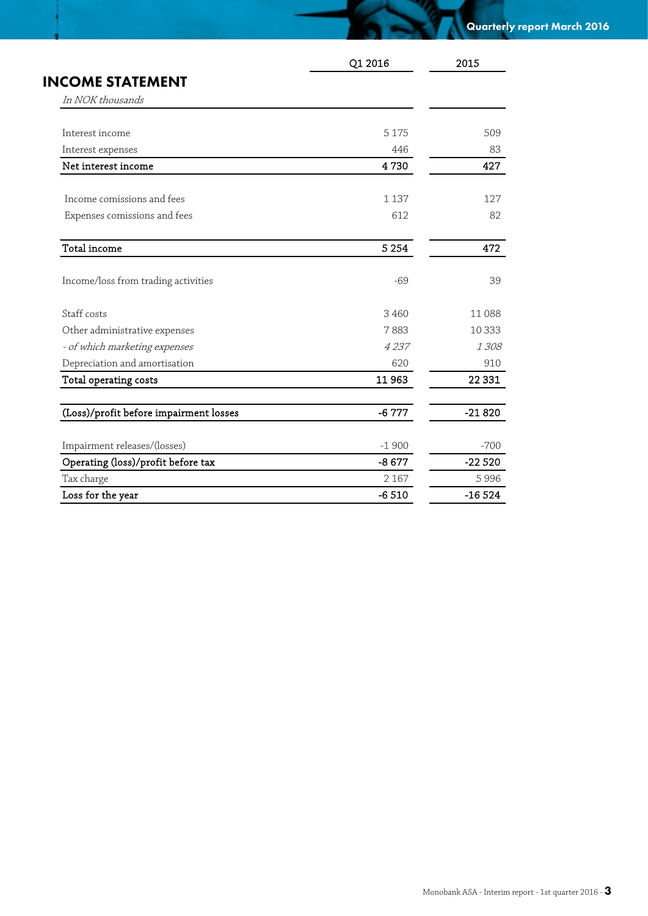## INCOME STATEMENT

| *In NOK thousands* | Q1 2016 | 2015 |
|---|---|---|
| Interest income | 5 175 | 509 |
| Interest expenses | 446 | 83 |
| **Net interest income** | **4 730** | **427** |
| Income comissions and fees | 1 137 | 127 |
| Expenses comissions and fees | 612 | 82 |
| **Total income** | **5 254** | **472** |
| Income/loss from trading activities | -69 | 39 |
| Staff costs | 3 460 | 11 088 |
| Other administrative expenses | 7 883 | 10 333 |
| *- of which marketing expenses* | *4 237* | *1 308* |
| Depreciation and amortisation | 620 | 910 |
| **Total operating costs** | **11 963** | **22 331** |
| **(Loss)/profit before impairment losses** | **-6 777** | **-21 820** |
| Impairment releases/(losses) | -1 900 | -700 |
| **Operating (loss)/profit before tax** | **-8 677** | **-22 520** |
| Tax charge | 2 167 | 5 996 |
| **Loss for the year** | **-6 510** | **-16 524** |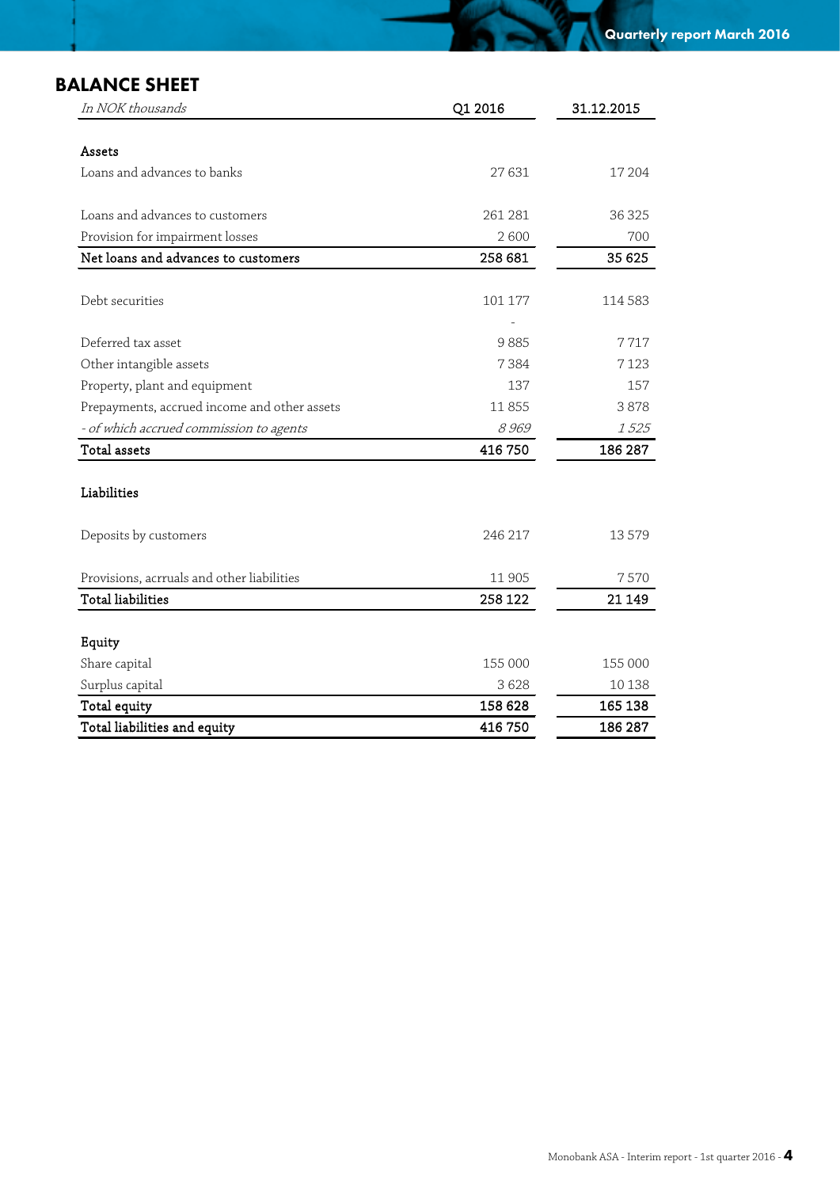# BALANCE SHEET

| *In NOK thousands* | Q1 2016 | 31.12.2015 |
|---|---|---|
| **Assets** | | |
| Loans and advances to banks | 27 631 | 17 204 |
| | | |
| Loans and advances to customers | 261 281 | 36 325 |
| Provision for impairment losses | 2 600 | 700 |
| **Net loans and advances to customers** | **258 681** | **35 625** |
| | | |
| Debt securities | 101 177 | 114 583 |
| | - | |
| Deferred tax asset | 9 885 | 7 717 |
| Other intangible assets | 7 384 | 7 123 |
| Property, plant and equipment | 137 | 157 |
| Prepayments, accrued income and other assets | 11 855 | 3 878 |
| *- of which accrued commission to agents* | *8 969* | *1 525* |
| **Total assets** | **416 750** | **186 287** |
| | | |
| **Liabilities** | | |
| | | |
| Deposits by customers | 246 217 | 13 579 |
| | | |
| Provisions, accruals and other liabilities | 11 905 | 7 570 |
| **Total liabilities** | **258 122** | **21 149** |
| | | |
| **Equity** | | |
| Share capital | 155 000 | 155 000 |
| Surplus capital | 3 628 | 10 138 |
| **Total equity** | **158 628** | **165 138** |
| **Total liabilities and equity** | **416 750** | **186 287** |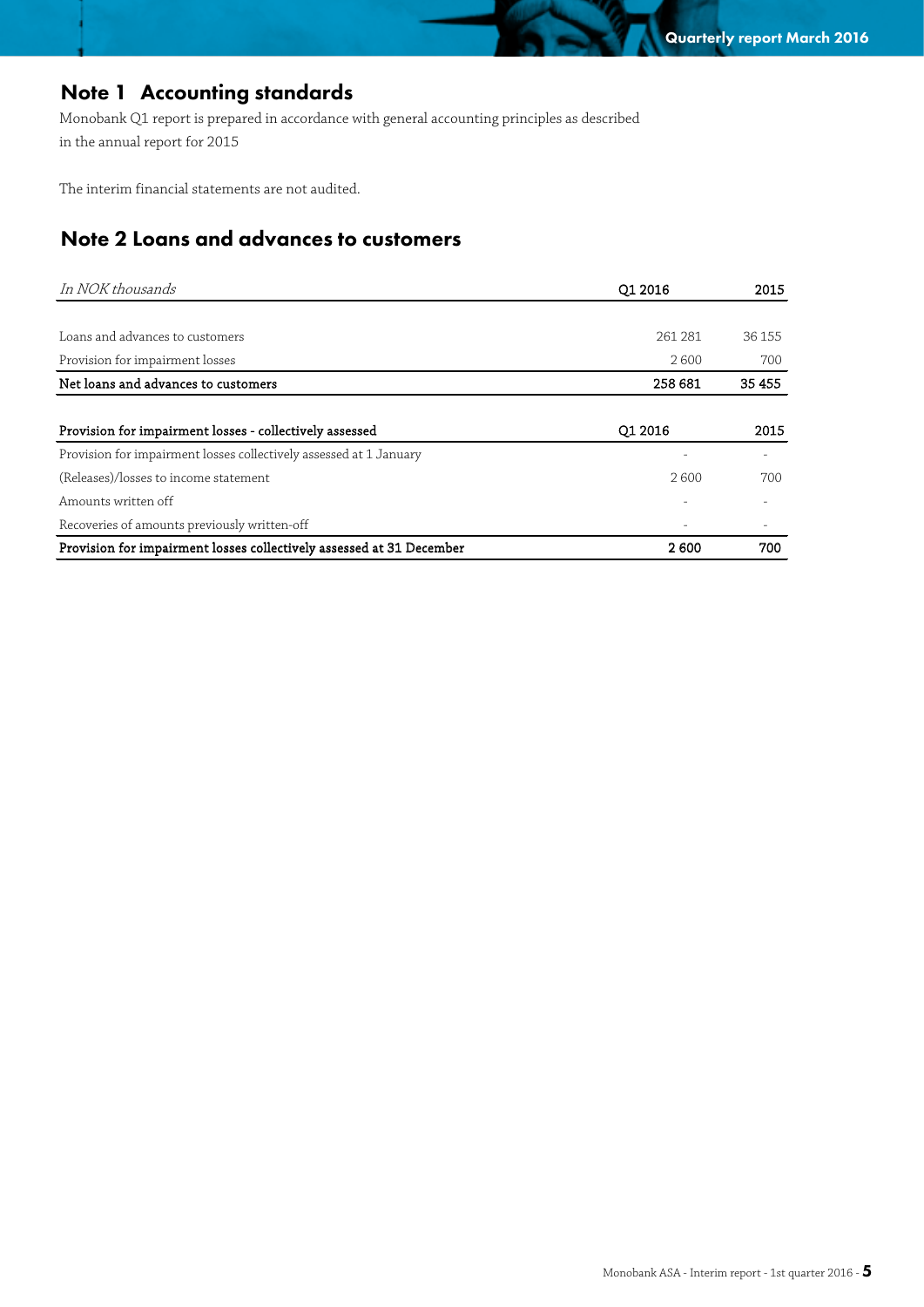## Note 1 Accounting standards

Monobank Q1 report is prepared in accordance with general accounting principles as described in the annual report for 2015

The interim financial statements are not audited.

## Note 2 Loans and advances to customers

| *In NOK thousands* | Q1 2016 | 2015 |
|---|---|---|
| Loans and advances to customers | 261 281 | 36 155 |
| Provision for impairment losses | 2 600 | 700 |
| **Net loans and advances to customers** | **258 681** | **35 455** |

| Provision for impairment losses - collectively assessed | Q1 2016 | 2015 |
|---|---|---|
| Provision for impairment losses collectively assessed at 1 January | - | - |
| (Releases)/losses to income statement | 2 600 | 700 |
| Amounts written off | - | - |
| Recoveries of amounts previously written-off | - | - |
| **Provision for impairment losses collectively assessed at 31 December** | **2 600** | **700** |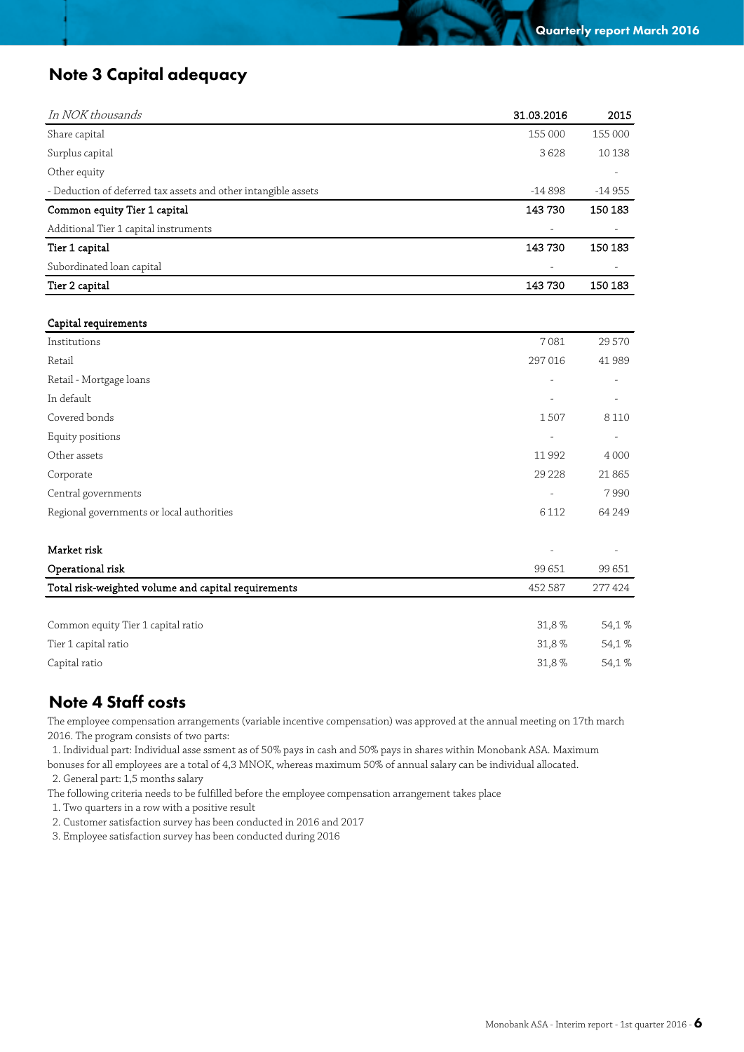## Note 3 Capital adequacy

| *In NOK thousands* | 31.03.2016 | 2015 |
|---|---|---|
| Share capital | 155 000 | 155 000 |
| Surplus capital | 3 628 | 10 138 |
| Other equity | | - |
| - Deduction of deferred tax assets and other intangible assets | -14 898 | -14 955 |
| **Common equity Tier 1 capital** | **143 730** | **150 183** |
| Additional Tier 1 capital instruments | - | - |
| **Tier 1 capital** | **143 730** | **150 183** |
| Subordinated loan capital | - | - |
| **Tier 2 capital** | **143 730** | **150 183** |
| | | |
| **Capital requirements** | | |
| Institutions | 7 081 | 29 570 |
| Retail | 297 016 | 41 989 |
| Retail - Mortgage loans | - | - |
| In default | - | - |
| Covered bonds | 1 507 | 8 110 |
| Equity positions | - | - |
| Other assets | 11 992 | 4 000 |
| Corporate | 29 228 | 21 865 |
| Central governments | - | 7 990 |
| Regional governments or local authorities | 6 112 | 64 249 |
| | | |
| **Market risk** | - | - |
| **Operational risk** | 99 651 | 99 651 |
| **Total risk-weighted volume and capital requirements** | 452 587 | 277 424 |
| | | |
| Common equity Tier 1 capital ratio | 31,8 % | 54,1 % |
| Tier 1 capital ratio | 31,8 % | 54,1 % |
| Capital ratio | 31,8 % | 54,1 % |

## Note 4 Staff costs

The employee compensation arrangements (variable incentive compensation) was approved at the annual meeting on 17th march 2016. The program consists of two parts:

1. Individual part: Individual asse ssment as of 50% pays in cash and 50% pays in shares within Monobank ASA. Maximum bonuses for all employees are a total of 4,3 MNOK, whereas maximum 50% of annual salary can be individual allocated.
2. General part: 1,5 months salary

The following criteria needs to be fulfilled before the employee compensation arrangement takes place

1. Two quarters in a row with a positive result
2. Customer satisfaction survey has been conducted in 2016 and 2017
3. Employee satisfaction survey has been conducted during 2016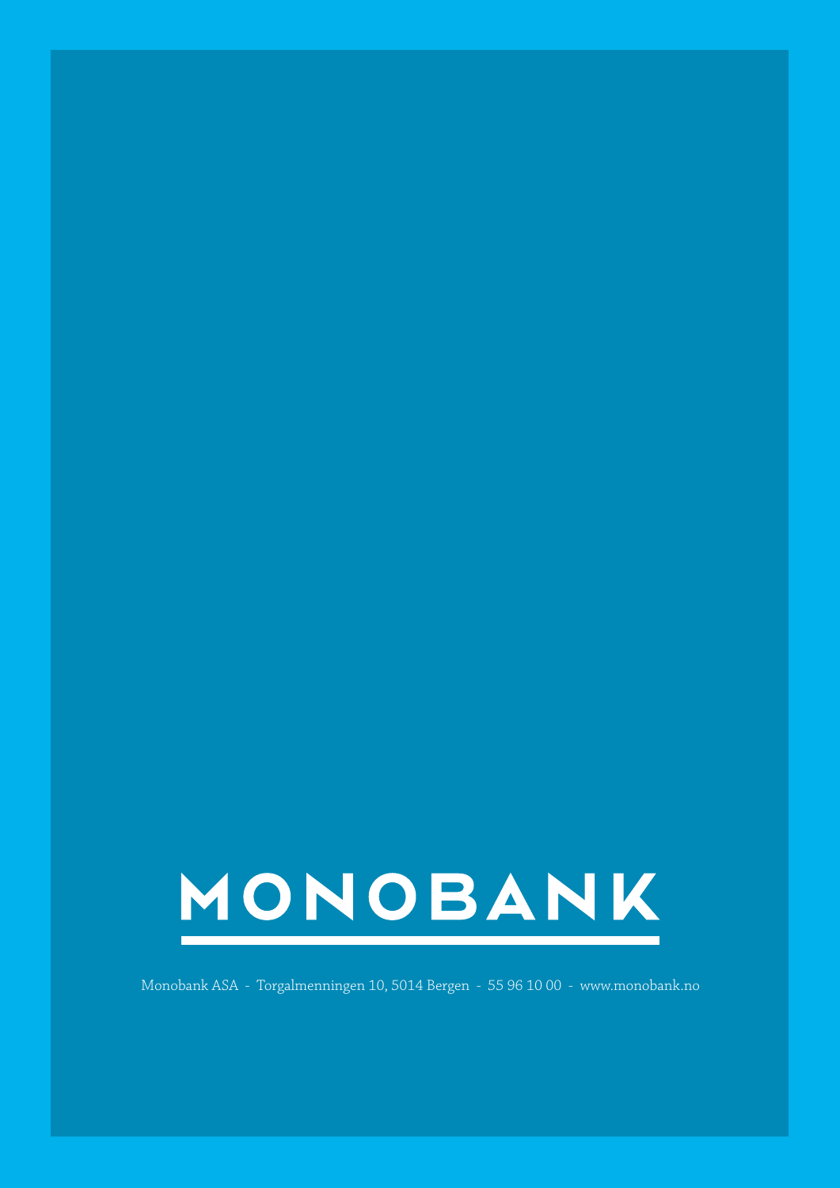MONOBANK

Monobank ASA - Torgalmenningen 10, 5014 Bergen - 55 96 10 00 - www.monobank.no